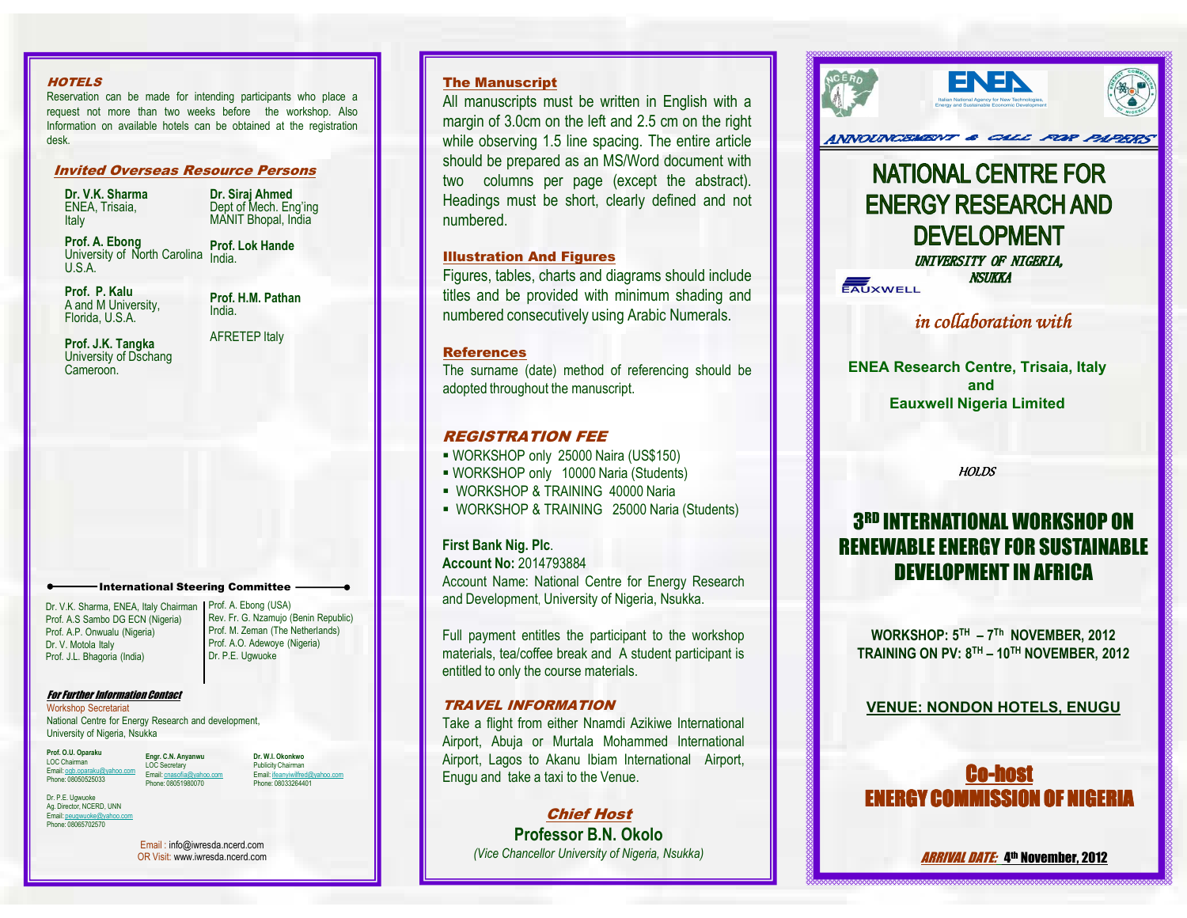### HOTELS

Reservation can be made for intending participants who place a request not more than two weeks before the workshop. Also Information on available hotels can be obtained at the registration desk.

### Invited Overseas Resource Persons

**Dr. V.K. Sharma**
ENEA, Trisaia, Italy

**Prof. A. Ebong**
University of North Carolina U.S.A.

**Prof. P. Kalu**
A and M University, Florida, U.S.A.

**Prof. J.K. Tangka**
University of Dschang Cameroon.

**Dr. Siraj Ahmed**
Dept of Mech. Eng'ing MANIT Bhopal, India

**Prof. Lok Hande**
India.

**Prof. H.M. Pathan**
India.

AFRETEP Italy

### International Steering Committee

Dr. V.K. Sharma, ENEA, Italy Chairman
Prof. A.S Sambo DG ECN (Nigeria)
Prof. A.P. Onwualu (Nigeria)
Dr. V. Motola Italy
Prof. J.L. Bhagoria (India)
Prof. A. Ebong (USA)
Rev. Fr. G. Nzamujo (Benin Republic)
Prof. M. Zeman (The Netherlands)
Prof. A.O. Adewoye (Nigeria)
Dr. P.E. Ugwuoke

### For Further Information Contact

Workshop Secretariat
National Centre for Energy Research and development, University of Nigeria, Nsukka

**Prof. O.U. Oparaku**
LOC Chairman
Email: ogb.oparaku@yahoo.com
Phone: 08050525033

**Engr. C.N. Anyanwu**
LOC Secretary
Email: cnasofia@yahoo.com
Phone: 08051980070

**Dr. W.I. Okonkwo**
Publicity Chairman
Email: ifeanyiwilfred@yahoo.com
Phone: 08033264401

Dr. P.E. Ugwuoke
Ag. Director, NCERD, UNN
Email: peugwuoke@yahoo.com
Phone: 08065702570

Email : info@iwresda.ncerd.com
OR Visit: www.iwresda.ncerd.com

### The Manuscript

All manuscripts must be written in English with a margin of 3.0cm on the left and 2.5 cm on the right while observing 1.5 line spacing. The entire article should be prepared as an MS/Word document with two columns per page (except the abstract). Headings must be short, clearly defined and not numbered.

### Illustration And Figures

Figures, tables, charts and diagrams should include titles and be provided with minimum shading and numbered consecutively using Arabic Numerals.

### References

The surname (date) method of referencing should be adopted throughout the manuscript.

### REGISTRATION FEE

- WORKSHOP only 25000 Naira (US$150)
- WORKSHOP only 10000 Naria (Students)
- WORKSHOP & TRAINING 40000 Naria
- WORKSHOP & TRAINING 25000 Naria (Students)

**First Bank Nig. Plc**.
**Account No:** 2014793884
Account Name: National Centre for Energy Research and Development, University of Nigeria, Nsukka.

Full payment entitles the participant to the workshop materials, tea/coffee break and A student participant is entitled to only the course materials.

### TRAVEL INFORMATION

Take a flight from either Nnamdi Azikiwe International Airport, Abuja or Murtala Mohammed International Airport, Lagos to Akanu Ibiam International Airport, Enugu and take a taxi to the Venue.

### Chief Host

**Professor B.N. Okolo**
*(Vice Chancellor University of Nigeria, Nsukka)*

ENEA
Italian National Agency for New Technologies, Energy and Sustainable Economic Development

*ANNOUNCEMENT & CALL FOR PAPERS*

# NATIONAL CENTRE FOR ENERGY RESEARCH AND DEVELOPMENT

*UNIVERSITY OF NIGERIA, NSUKKA*

EAUXWELL

*in collaboration with*

**ENEA Research Centre, Trisaia, Italy**
**and**
**Eauxwell Nigeria Limited**

*HOLDS*

# 3RD INTERNATIONAL WORKSHOP ON RENEWABLE ENERGY FOR SUSTAINABLE DEVELOPMENT IN AFRICA

**WORKSHOP: 5TH – 7Th NOVEMBER, 2012**
**TRAINING ON PV: 8TH – 10TH NOVEMBER, 2012**

**VENUE: NONDON HOTELS, ENUGU**

## Co-host
## ENERGY COMMISSION OF NIGERIA

*ARRIVAL DATE:* **4th November, 2012**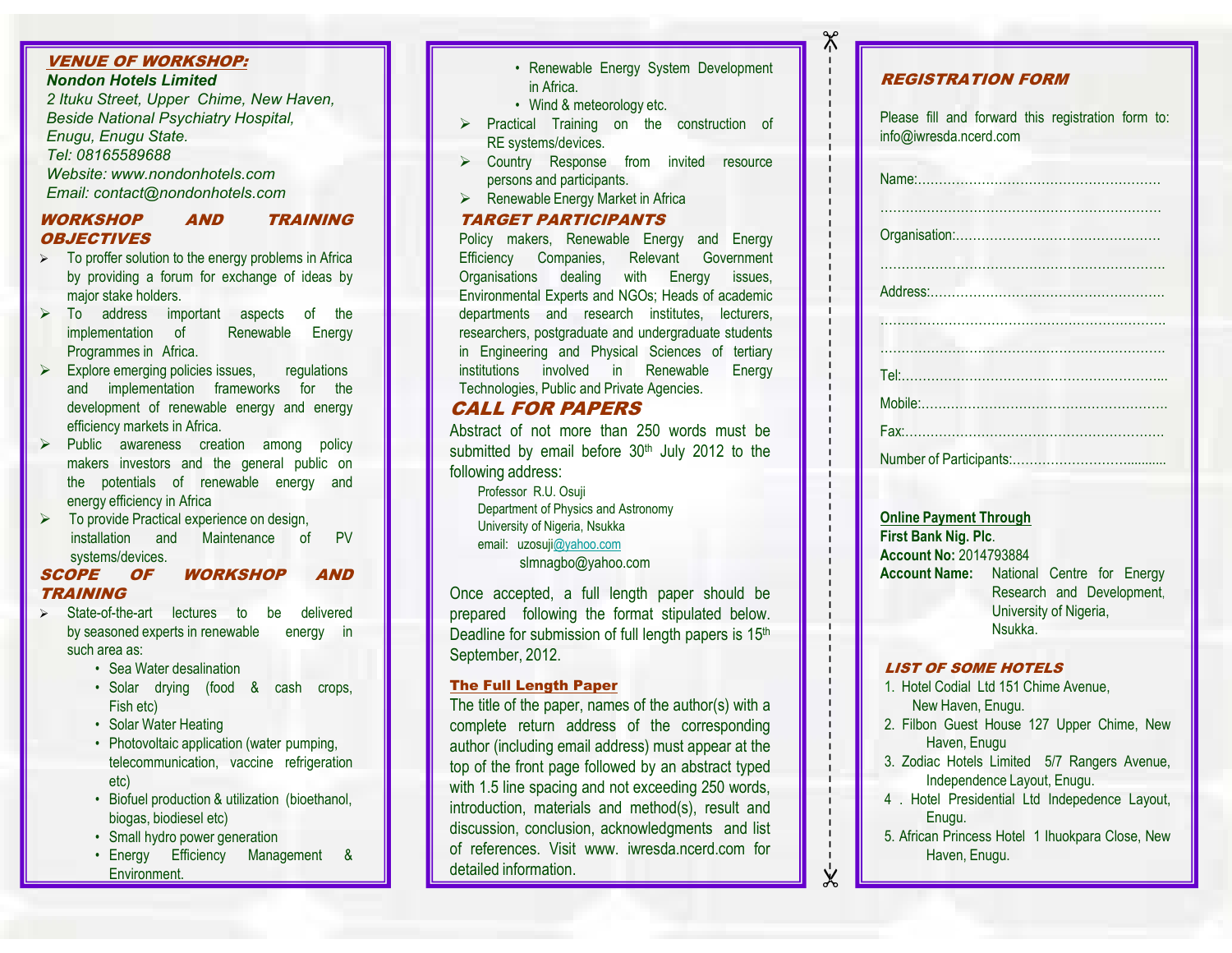### *VENUE OF WORKSHOP:*

***Nondon Hotels Limited***

*2 Ituku Street, Upper Chime, New Haven,*
*Beside National Psychiatry Hospital,*
*Enugu, Enugu State.*
*Tel: 08165589688*
*Website: www.nondonhotels.com*
*Email: contact@nondonhotels.com*

### *WORKSHOP AND TRAINING OBJECTIVES*

- To proffer solution to the energy problems in Africa by providing a forum for exchange of ideas by major stake holders.
- To address important aspects of the implementation of Renewable Energy Programmes in Africa.
- Explore emerging policies issues, regulations and implementation frameworks for the development of renewable energy and energy efficiency markets in Africa.
- Public awareness creation among policy makers investors and the general public on the potentials of renewable energy and energy efficiency in Africa
- To provide Practical experience on design, installation and Maintenance of PV systems/devices.

### *SCOPE OF WORKSHOP AND TRAINING*

- State-of-the-art lectures to be delivered by seasoned experts in renewable energy in such area as:
  - Sea Water desalination
  - Solar drying (food & cash crops, Fish etc)
  - Solar Water Heating
  - Photovoltaic application (water pumping, telecommunication, vaccine refrigeration etc)
  - Biofuel production & utilization (bioethanol, biogas, biodiesel etc)
  - Small hydro power generation
  - Energy Efficiency Management & Environment.
  - Renewable Energy System Development in Africa.
  - Wind & meteorology etc.
- Practical Training on the construction of RE systems/devices.
- Country Response from invited resource persons and participants.
- Renewable Energy Market in Africa

### *TARGET PARTICIPANTS*

Policy makers, Renewable Energy and Energy Efficiency Companies, Relevant Government Organisations dealing with Energy issues, Environmental Experts and NGOs; Heads of academic departments and research institutes, lecturers, researchers, postgraduate and undergraduate students in Engineering and Physical Sciences of tertiary institutions involved in Renewable Energy Technologies, Public and Private Agencies.

## *CALL FOR PAPERS*

Abstract of not more than 250 words must be submitted by email before 30th July 2012 to the following address:

Professor R.U. Osuji
Department of Physics and Astronomy
University of Nigeria, Nsukka
email: uzosuji@yahoo.com
slmnagbo@yahoo.com

Once accepted, a full length paper should be prepared following the format stipulated below. Deadline for submission of full length papers is 15th September, 2012.

**The Full Length Paper**

The title of the paper, names of the author(s) with a complete return address of the corresponding author (including email address) must appear at the top of the front page followed by an abstract typed with 1.5 line spacing and not exceeding 250 words, introduction, materials and method(s), result and discussion, conclusion, acknowledgments and list of references. Visit www. iwresda.ncerd.com for detailed information.

### *REGISTRATION FORM*

Please fill and forward this registration form to: info@iwresda.ncerd.com

Name:…………………………………………………
…………………………………………………………
Organisation:…………………………………………
…………………………………………………………
Address:………………………………………………
…………………………………………………………
…………………………………………………………
Tel:……………………………………………………...
Mobile:…………………………………………………
Fax:……………………………………………………
Number of Participants:……………………….........

**Online Payment Through**
**First Bank Nig. Plc.**
**Account No:** 2014793884
**Account Name:** National Centre for Energy Research and Development, University of Nigeria, Nsukka.

### *LIST OF SOME HOTELS*

1. Hotel Codial Ltd 151 Chime Avenue, New Haven, Enugu.
2. Filbon Guest House 127 Upper Chime, New Haven, Enugu
3. Zodiac Hotels Limited 5/7 Rangers Avenue, Independence Layout, Enugu.
4. Hotel Presidential Ltd Indepedence Layout, Enugu.
5. African Princess Hotel 1 Ihuokpara Close, New Haven, Enugu.